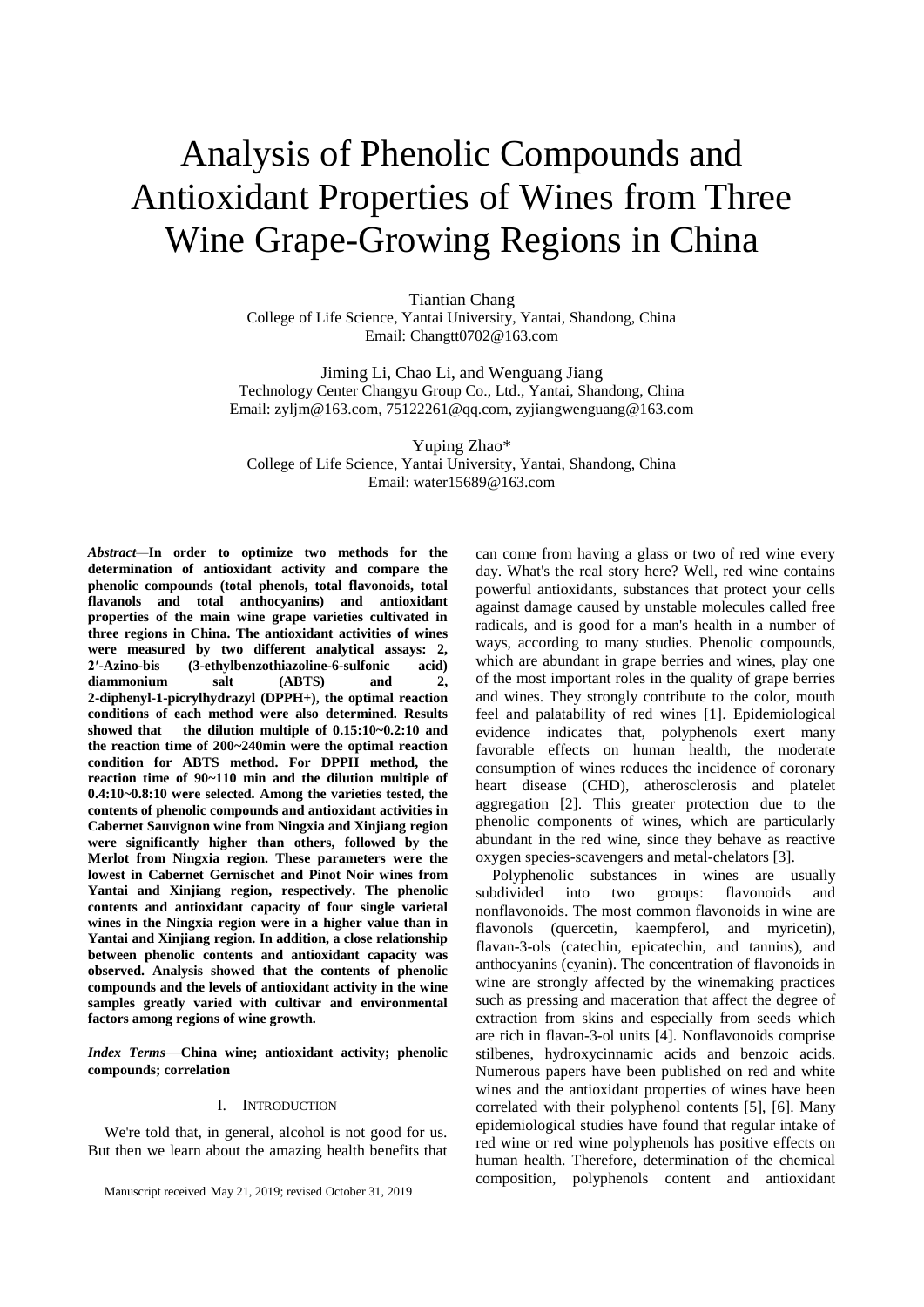# Analysis of Phenolic Compounds and Antioxidant Properties of Wines from Three Wine Grape-Growing Regions in China

Tiantian Chang
College of Life Science, Yantai University, Yantai, Shandong, China
Email: Changtt0702@163.com

Jiming Li, Chao Li, and Wenguang Jiang
Technology Center Changyu Group Co., Ltd., Yantai, Shandong, China
Email: zyljm@163.com, 75122261@qq.com, zyjiangwenguang@163.com

Yuping Zhao*
College of Life Science, Yantai University, Yantai, Shandong, China
Email: water15689@163.com

***Abstract*—In order to optimize two methods for the determination of antioxidant activity and compare the phenolic compounds (total phenols, total flavonoids, total flavanols and total anthocyanins) and antioxidant properties of the main wine grape varieties cultivated in three regions in China. The antioxidant activities of wines were measured by two different analytical assays: 2, 2′-Azino-bis (3-ethylbenzothiazoline-6-sulfonic acid) diammonium salt (ABTS) and 2, 2-diphenyl-1-picrylhydrazyl (DPPH+), the optimal reaction conditions of each method were also determined. Results showed that the dilution multiple of 0.15:10~0.2:10 and the reaction time of 200~240min were the optimal reaction condition for ABTS method. For DPPH method, the reaction time of 90~110 min and the dilution multiple of 0.4:10~0.8:10 were selected. Among the varieties tested, the contents of phenolic compounds and antioxidant activities in Cabernet Sauvignon wine from Ningxia and Xinjiang region were significantly higher than others, followed by the Merlot from Ningxia region. These parameters were the lowest in Cabernet Gernischet and Pinot Noir wines from Yantai and Xinjiang region, respectively. The phenolic contents and antioxidant capacity of four single varietal wines in the Ningxia region were in a higher value than in Yantai and Xinjiang region. In addition, a close relationship between phenolic contents and antioxidant capacity was observed. Analysis showed that the contents of phenolic compounds and the levels of antioxidant activity in the wine samples greatly varied with cultivar and environmental factors among regions of wine growth.**

***Index Terms*—China wine; antioxidant activity; phenolic compounds; correlation**

## I. INTRODUCTION

We're told that, in general, alcohol is not good for us. But then we learn about the amazing health benefits that can come from having a glass or two of red wine every day. What's the real story here? Well, red wine contains powerful antioxidants, substances that protect your cells against damage caused by unstable molecules called free radicals, and is good for a man's health in a number of ways, according to many studies. Phenolic compounds, which are abundant in grape berries and wines, play one of the most important roles in the quality of grape berries and wines. They strongly contribute to the color, mouth feel and palatability of red wines [1]. Epidemiological evidence indicates that, polyphenols exert many favorable effects on human health, the moderate consumption of wines reduces the incidence of coronary heart disease (CHD), atherosclerosis and platelet aggregation [2]. This greater protection due to the phenolic components of wines, which are particularly abundant in the red wine, since they behave as reactive oxygen species-scavengers and metal-chelators [3].

Polyphenolic substances in wines are usually subdivided into two groups: flavonoids and nonflavonoids. The most common flavonoids in wine are flavonols (quercetin, kaempferol, and myricetin), flavan-3-ols (catechin, epicatechin, and tannins), and anthocyanins (cyanin). The concentration of flavonoids in wine are strongly affected by the winemaking practices such as pressing and maceration that affect the degree of extraction from skins and especially from seeds which are rich in flavan-3-ol units [4]. Nonflavonoids comprise stilbenes, hydroxycinnamic acids and benzoic acids. Numerous papers have been published on red and white wines and the antioxidant properties of wines have been correlated with their polyphenol contents [5], [6]. Many epidemiological studies have found that regular intake of red wine or red wine polyphenols has positive effects on human health. Therefore, determination of the chemical composition, polyphenols content and antioxidant

Manuscript received May 21, 2019; revised October 31, 2019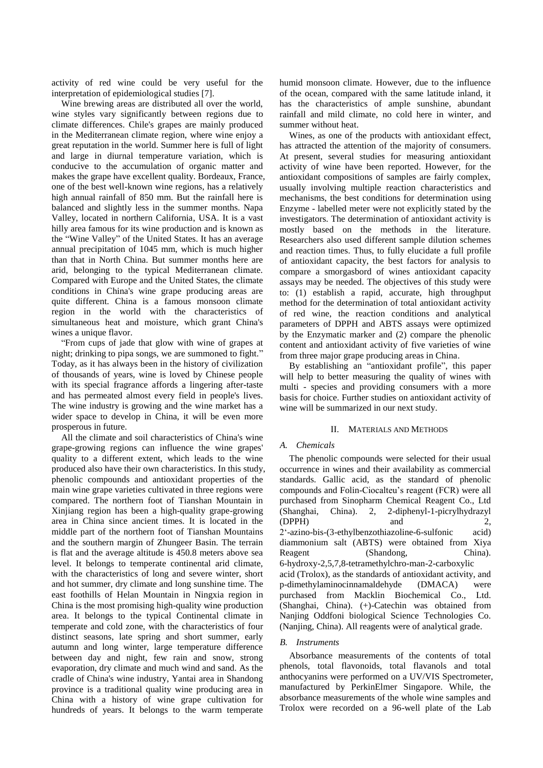activity of red wine could be very useful for the interpretation of epidemiological studies [7].

Wine brewing areas are distributed all over the world, wine styles vary significantly between regions due to climate differences. Chile's grapes are mainly produced in the Mediterranean climate region, where wine enjoy a great reputation in the world. Summer here is full of light and large in diurnal temperature variation, which is conducive to the accumulation of organic matter and makes the grape have excellent quality. Bordeaux, France, one of the best well-known wine regions, has a relatively high annual rainfall of 850 mm. But the rainfall here is balanced and slightly less in the summer months. Napa Valley, located in northern California, USA. It is a vast hilly area famous for its wine production and is known as the "Wine Valley" of the United States. It has an average annual precipitation of 1045 mm, which is much higher than that in North China. But summer months here are arid, belonging to the typical Mediterranean climate. Compared with Europe and the United States, the climate conditions in China's wine grape producing areas are quite different. China is a famous monsoon climate region in the world with the characteristics of simultaneous heat and moisture, which grant China's wines a unique flavor.

"From cups of jade that glow with wine of grapes at night; drinking to pipa songs, we are summoned to fight." Today, as it has always been in the history of civilization of thousands of years, wine is loved by Chinese people with its special fragrance affords a lingering after-taste and has permeated almost every field in people's lives. The wine industry is growing and the wine market has a wider space to develop in China, it will be even more prosperous in future.

All the climate and soil characteristics of China's wine grape-growing regions can influence the wine grapes' quality to a different extent, which leads to the wine produced also have their own characteristics. In this study, phenolic compounds and antioxidant properties of the main wine grape varieties cultivated in three regions were compared. The northern foot of Tianshan Mountain in Xinjiang region has been a high-quality grape-growing area in China since ancient times. It is located in the middle part of the northern foot of Tianshan Mountains and the southern margin of Zhungeer Basin. The terrain is flat and the average altitude is 450.8 meters above sea level. It belongs to temperate continental arid climate, with the characteristics of long and severe winter, short and hot summer, dry climate and long sunshine time. The east foothills of Helan Mountain in Ningxia region in China is the most promising high-quality wine production area. It belongs to the typical Continental climate in temperate and cold zone, with the characteristics of four distinct seasons, late spring and short summer, early autumn and long winter, large temperature difference between day and night, few rain and snow, strong evaporation, dry climate and much wind and sand. As the cradle of China's wine industry, Yantai area in Shandong province is a traditional quality wine producing area in China with a history of wine grape cultivation for hundreds of years. It belongs to the warm temperate humid monsoon climate. However, due to the influence of the ocean, compared with the same latitude inland, it has the characteristics of ample sunshine, abundant rainfall and mild climate, no cold here in winter, and summer without heat.

Wines, as one of the products with antioxidant effect, has attracted the attention of the majority of consumers. At present, several studies for measuring antioxidant activity of wine have been reported. However, for the antioxidant compositions of samples are fairly complex, usually involving multiple reaction characteristics and mechanisms, the best conditions for determination using Enzyme - labelled meter were not explicitly stated by the investigators. The determination of antioxidant activity is mostly based on the methods in the literature. Researchers also used different sample dilution schemes and reaction times. Thus, to fully elucidate a full profile of antioxidant capacity, the best factors for analysis to compare a smorgasbord of wines antioxidant capacity assays may be needed. The objectives of this study were to: (1) establish a rapid, accurate, high throughput method for the determination of total antioxidant activity of red wine, the reaction conditions and analytical parameters of DPPH and ABTS assays were optimized by the Enzymatic marker and (2) compare the phenolic content and antioxidant activity of five varieties of wine from three major grape producing areas in China.

By establishing an "antioxidant profile", this paper will help to better measuring the quality of wines with multi - species and providing consumers with a more basis for choice. Further studies on antioxidant activity of wine will be summarized in our next study.

## II. Materials and Methods

### A. Chemicals

The phenolic compounds were selected for their usual occurrence in wines and their availability as commercial standards. Gallic acid, as the standard of phenolic compounds and Folin-Ciocalteu's reagent (FCR) were all purchased from Sinopharm Chemical Reagent Co., Ltd (Shanghai, China). 2, 2-diphenyl-1-picrylhydrazyl (DPPH) and 2, 2'-azino-bis-(3-ethylbenzothiazoline-6-sulfonic acid) diammonium salt (ABTS) were obtained from Xiya Reagent (Shandong, China). 6-hydroxy-2,5,7,8-tetramethylchro-man-2-carboxylic acid (Trolox), as the standards of antioxidant activity, and p-dimethylaminocinnamaldehyde (DMACA) were purchased from Macklin Biochemical Co., Ltd. (Shanghai, China). (+)-Catechin was obtained from Nanjing Oddfoni biological Science Technologies Co. (Nanjing, China). All reagents were of analytical grade.

### B. Instruments

Absorbance measurements of the contents of total phenols, total flavonoids, total flavanols and total anthocyanins were performed on a UV/VIS Spectrometer, manufactured by PerkinElmer Singapore. While, the absorbance measurements of the whole wine samples and Trolox were recorded on a 96-well plate of the Lab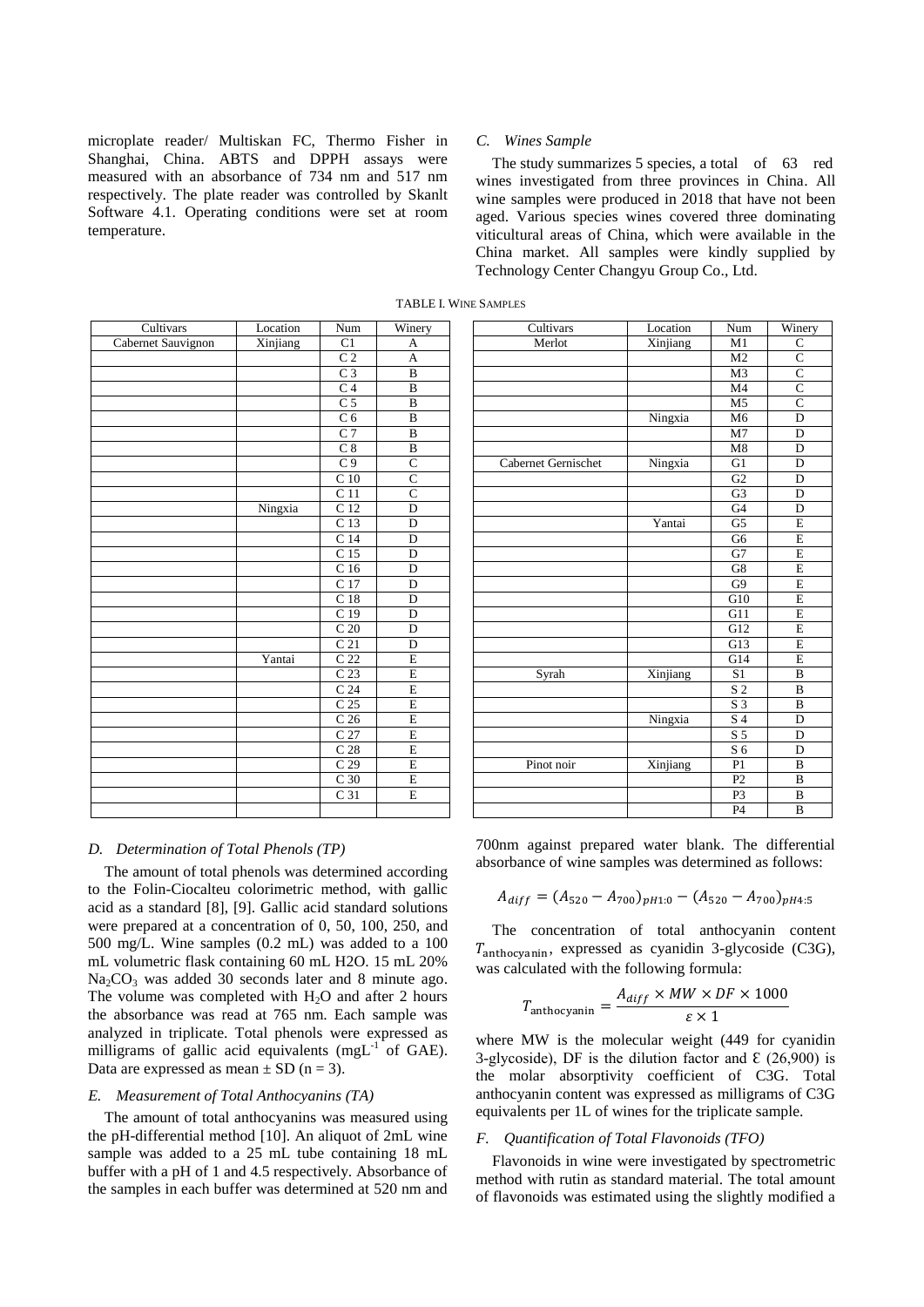microplate reader/ Multiskan FC, Thermo Fisher in Shanghai, China. ABTS and DPPH assays were measured with an absorbance of 734 nm and 517 nm respectively. The plate reader was controlled by Skanlt Software 4.1. Operating conditions were set at room temperature.

### *C. Wines Sample*

The study summarizes 5 species, a total of 63 red wines investigated from three provinces in China. All wine samples were produced in 2018 that have not been aged. Various species wines covered three dominating viticultural areas of China, which were available in the China market. All samples were kindly supplied by Technology Center Changyu Group Co., Ltd.

TABLE I. WINE SAMPLES

| Cultivars | Location | Num | Winery | Cultivars | Location | Num | Winery |
|---|---|---|---|---|---|---|---|
| Cabernet Sauvignon | Xinjiang | C1 | A | Merlot | Xinjiang | M1 | C |
| | | C 2 | A | | | M2 | C |
| | | C 3 | B | | | M3 | C |
| | | C 4 | B | | | M4 | C |
| | | C 5 | B | | | M5 | C |
| | | C 6 | B | | Ningxia | M6 | D |
| | | C 7 | B | | | M7 | D |
| | | C 8 | B | | | M8 | D |
| | | C 9 | C | Cabernet Gernischet | Ningxia | G1 | D |
| | | C 10 | C | | | G2 | D |
| | | C 11 | C | | | G3 | D |
| | Ningxia | C 12 | D | | | G4 | D |
| | | C 13 | D | | Yantai | G5 | E |
| | | C 14 | D | | | G6 | E |
| | | C 15 | D | | | G7 | E |
| | | C 16 | D | | | G8 | E |
| | | C 17 | D | | | G9 | E |
| | | C 18 | D | | | G10 | E |
| | | C 19 | D | | | G11 | E |
| | | C 20 | D | | | G12 | E |
| | | C 21 | D | | | G13 | E |
| | Yantai | C 22 | E | | | G14 | E |
| | | C 23 | E | Syrah | Xinjiang | S1 | B |
| | | C 24 | E | | | S 2 | B |
| | | C 25 | E | | | S 3 | B |
| | | C 26 | E | | Ningxia | S 4 | D |
| | | C 27 | E | | | S 5 | D |
| | | C 28 | E | | | S 6 | D |
| | | C 29 | E | Pinot noir | Xinjiang | P1 | B |
| | | C 30 | E | | | P2 | B |
| | | C 31 | E | | | P3 | B |
| | | | | | | P4 | B |

### *D. Determination of Total Phenols (TP)*

The amount of total phenols was determined according to the Folin-Ciocalteu colorimetric method, with gallic acid as a standard [8], [9]. Gallic acid standard solutions were prepared at a concentration of 0, 50, 100, 250, and 500 mg/L. Wine samples (0.2 mL) was added to a 100 mL volumetric flask containing 60 mL H2O. 15 mL 20% $Na_2CO_3$ was added 30 seconds later and 8 minute ago. The volume was completed with $H_2O$ and after 2 hours the absorbance was read at 765 nm. Each sample was analyzed in triplicate. Total phenols were expressed as milligrams of gallic acid equivalents ($mgL^{-1}$ of GAE). Data are expressed as mean ± SD (n = 3).

### *E. Measurement of Total Anthocyanins (TA)*

The amount of total anthocyanins was measured using the pH-differential method [10]. An aliquot of 2mL wine sample was added to a 25 mL tube containing 18 mL buffer with a pH of 1 and 4.5 respectively. Absorbance of the samples in each buffer was determined at 520 nm and 700nm against prepared water blank. The differential absorbance of wine samples was determined as follows:

$$A_{diff} = (A_{520} - A_{700})_{pH1:0} - (A_{520} - A_{700})_{pH4:5}$$

The concentration of total anthocyanin content $T_{\text{anthocyanin}}$, expressed as cyanidin 3-glycoside (C3G), was calculated with the following formula:

$$T_{\text{anthocyanin}} = \frac{A_{diff} \times MW \times DF \times 1000}{\varepsilon \times 1}$$

where MW is the molecular weight (449 for cyanidin 3-glycoside), DF is the dilution factor and Ɛ (26,900) is the molar absorptivity coefficient of C3G. Total anthocyanin content was expressed as milligrams of C3G equivalents per 1L of wines for the triplicate sample.

### *F. Quantification of Total Flavonoids (TFO)*

Flavonoids in wine were investigated by spectrometric method with rutin as standard material. The total amount of flavonoids was estimated using the slightly modified a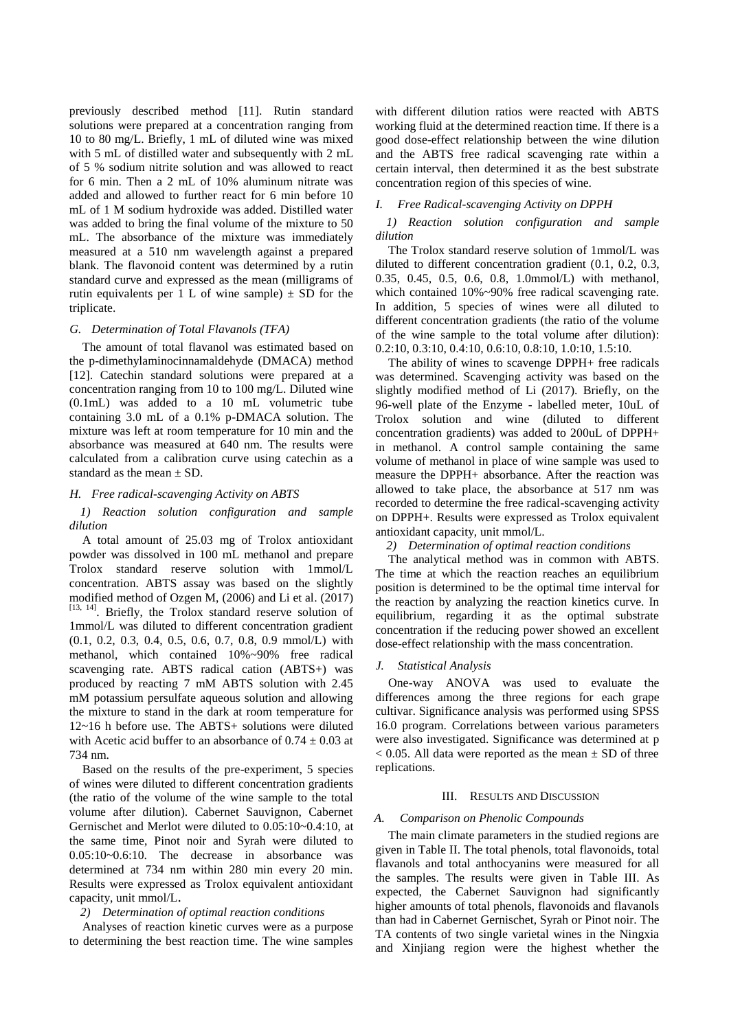previously described method [11]. Rutin standard solutions were prepared at a concentration ranging from 10 to 80 mg/L. Briefly, 1 mL of diluted wine was mixed with 5 mL of distilled water and subsequently with 2 mL of 5 % sodium nitrite solution and was allowed to react for 6 min. Then a 2 mL of 10% aluminum nitrate was added and allowed to further react for 6 min before 10 mL of 1 M sodium hydroxide was added. Distilled water was added to bring the final volume of the mixture to 50 mL. The absorbance of the mixture was immediately measured at a 510 nm wavelength against a prepared blank. The flavonoid content was determined by a rutin standard curve and expressed as the mean (milligrams of rutin equivalents per 1 L of wine sample) ± SD for the triplicate.

### *G. Determination of Total Flavanols (TFA)*

The amount of total flavanol was estimated based on the p-dimethylaminocinnamaldehyde (DMACA) method [12]. Catechin standard solutions were prepared at a concentration ranging from 10 to 80 mg/L. Diluted wine (0.1mL) was added to a 10 mL volumetric tube containing 3.0 mL of a 0.1% p-DMACA solution. The mixture was left at room temperature for 10 min and the absorbance was measured at 640 nm. The results were calculated from a calibration curve using catechin as a standard as the mean ± SD.

### *H. Free radical-scavenging Activity on ABTS*

*1) Reaction solution configuration and sample dilution*

A total amount of 25.03 mg of Trolox antioxidant powder was dissolved in 100 mL methanol and prepare Trolox standard reserve solution with 1mmol/L concentration. ABTS assay was based on the slightly modified method of Ozgen M, (2006) and Li et al. (2017) [13, 14]. Briefly, the Trolox standard reserve solution of 1mmol/L was diluted to different concentration gradient (0.1, 0.2, 0.3, 0.4, 0.5, 0.6, 0.7, 0.8, 0.9 mmol/L) with methanol, which contained 10%~90% free radical scavenging rate. ABTS radical cation (ABTS+) was produced by reacting 7 mM ABTS solution with 2.45 mM potassium persulfate aqueous solution and allowing the mixture to stand in the dark at room temperature for 12~16 h before use. The ABTS+ solutions were diluted with Acetic acid buffer to an absorbance of 0.74 ± 0.03 at 734 nm.

Based on the results of the pre-experiment, 5 species of wines were diluted to different concentration gradients (the ratio of the volume of the wine sample to the total volume after dilution). Cabernet Sauvignon, Cabernet Gernischet and Merlot were diluted to 0.05:10~0.4:10, at the same time, Pinot noir and Syrah were diluted to 0.05:10~0.6:10. The decrease in absorbance was determined at 734 nm within 280 min every 20 min. Results were expressed as Trolox equivalent antioxidant capacity, unit mmol/L.

*2) Determination of optimal reaction conditions*

Analyses of reaction kinetic curves were as a purpose to determining the best reaction time. The wine samples with different dilution ratios were reacted with ABTS working fluid at the determined reaction time. If there is a good dose-effect relationship between the wine dilution and the ABTS free radical scavenging rate within a certain interval, then determined it as the best substrate concentration region of this species of wine.

### *I. Free Radical-scavenging Activity on DPPH*

*1) Reaction solution configuration and sample dilution*

The Trolox standard reserve solution of 1mmol/L was diluted to different concentration gradient (0.1, 0.2, 0.3, 0.35, 0.45, 0.5, 0.6, 0.8, 1.0mmol/L) with methanol, which contained 10%~90% free radical scavenging rate. In addition, 5 species of wines were all diluted to different concentration gradients (the ratio of the volume of the wine sample to the total volume after dilution): 0.2:10, 0.3:10, 0.4:10, 0.6:10, 0.8:10, 1.0:10, 1.5:10.

The ability of wines to scavenge DPPH+ free radicals was determined. Scavenging activity was based on the slightly modified method of Li (2017). Briefly, on the 96-well plate of the Enzyme - labelled meter, 10uL of Trolox solution and wine (diluted to different concentration gradients) was added to 200uL of DPPH+ in methanol. A control sample containing the same volume of methanol in place of wine sample was used to measure the DPPH+ absorbance. After the reaction was allowed to take place, the absorbance at 517 nm was recorded to determine the free radical-scavenging activity on DPPH+. Results were expressed as Trolox equivalent antioxidant capacity, unit mmol/L.

*2) Determination of optimal reaction conditions*

The analytical method was in common with ABTS. The time at which the reaction reaches an equilibrium position is determined to be the optimal time interval for the reaction by analyzing the reaction kinetics curve. In equilibrium, regarding it as the optimal substrate concentration if the reducing power showed an excellent dose-effect relationship with the mass concentration.

### *J. Statistical Analysis*

One-way ANOVA was used to evaluate the differences among the three regions for each grape cultivar. Significance analysis was performed using SPSS 16.0 program. Correlations between various parameters were also investigated. Significance was determined at $p < 0.05$. All data were reported as the mean ± SD of three replications.

## III. Results and Discussion

### *A. Comparison on Phenolic Compounds*

The main climate parameters in the studied regions are given in Table II. The total phenols, total flavonoids, total flavanols and total anthocyanins were measured for all the samples. The results were given in Table III. As expected, the Cabernet Sauvignon had significantly higher amounts of total phenols, flavonoids and flavanols than had in Cabernet Gernischet, Syrah or Pinot noir. The TA contents of two single varietal wines in the Ningxia and Xinjiang region were the highest whether the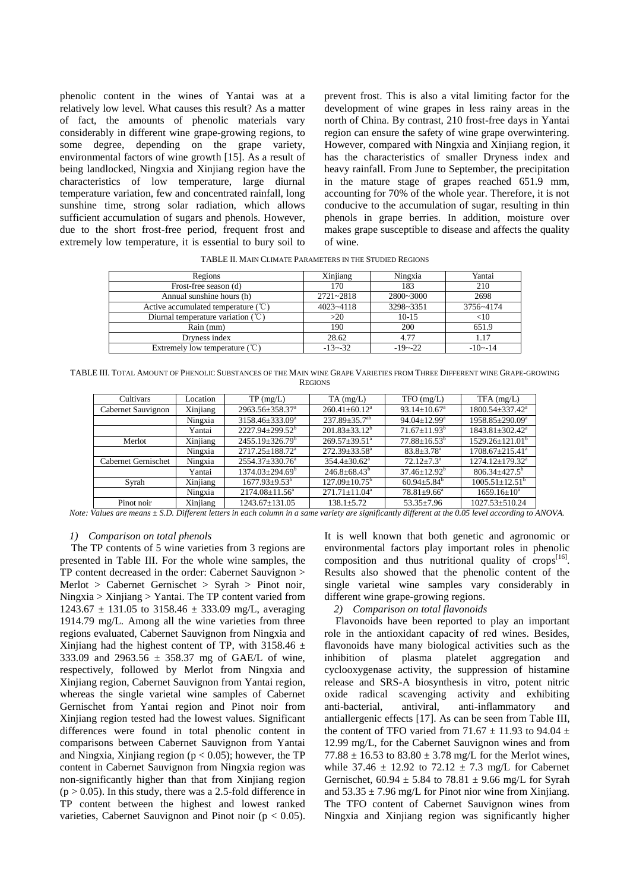phenolic content in the wines of Yantai was at a relatively low level. What causes this result? As a matter of fact, the amounts of phenolic materials vary considerably in different wine grape-growing regions, to some degree, depending on the grape variety, environmental factors of wine growth [15]. As a result of being landlocked, Ningxia and Xinjiang region have the characteristics of low temperature, large diurnal temperature variation, few and concentrated rainfall, long sunshine time, strong solar radiation, which allows sufficient accumulation of sugars and phenols. However, due to the short frost-free period, frequent frost and extremely low temperature, it is essential to bury soil to prevent frost. This is also a vital limiting factor for the development of wine grapes in less rainy areas in the north of China. By contrast, 210 frost-free days in Yantai region can ensure the safety of wine grape overwintering. However, compared with Ningxia and Xinjiang region, it has the characteristics of smaller Dryness index and heavy rainfall. From June to September, the precipitation in the mature stage of grapes reached 651.9 mm, accounting for 70% of the whole year. Therefore, it is not conducive to the accumulation of sugar, resulting in thin phenols in grape berries. In addition, moisture over makes grape susceptible to disease and affects the quality of wine.

TABLE II. MAIN CLIMATE PARAMETERS IN THE STUDIED REGIONS

| Regions | Xinjiang | Ningxia | Yantai |
|---|---|---|---|
| Frost-free season (d) | 170 | 183 | 210 |
| Annual sunshine hours (h) | 2721~2818 | 2800~3000 | 2698 |
| Active accumulated temperature (℃) | 4023~4118 | 3298~3351 | 3756~4174 |
| Diurnal temperature variation (℃) | >20 | 10-15 | <10 |
| Rain (mm) | 190 | 200 | 651.9 |
| Dryness index | 28.62 | 4.77 | 1.17 |
| Extremely low temperature (℃) | -13~-32 | -19~-22 | -10~-14 |

TABLE III. TOTAL AMOUNT OF PHENOLIC SUBSTANCES OF THE MAIN WINE GRAPE VARIETIES FROM THREE DIFFERENT WINE GRAPE-GROWING REGIONS

| Cultivars | Location | TP (mg/L) | TA (mg/L) | TFO (mg/L) | TFA (mg/L) |
|---|---|---|---|---|---|
| Cabernet Sauvignon | Xinjiang | 2963.56±358.37[a] | 260.41±60.12[a] | 93.14±10.67[a] | 1800.54±337.42[a] |
| | Ningxia | 3158.46±333.09[a] | 237.89±35.7[ab] | 94.04±12.99[a] | 1958.85±290.09[a] |
| | Yantai | 2227.94±299.52[b] | 201.83±33.12[b] | 71.67±11.93[b] | 1843.81±302.42[a] |
| Merlot | Xinjiang | 2455.19±326.79[b] | 269.57±39.51[a] | 77.88±16.53[b] | 1529.26±121.01[b] |
| | Ningxia | 2717.25±188.72[a] | 272.39±33.58[a] | 83.8±3.78[a] | 1708.67±215.41[a] |
| Cabernet Gernischet | Ningxia | 2554.37±330.76[a] | 354.4±30.62[a] | 72.12±7.3[a] | 1274.12±179.32[a] |
| | Yantai | 1374.03±294.69[b] | 246.8±68.43[b] | 37.46±12.92[b] | 806.34±427.5[b] |
| Syrah | Xinjiang | 1677.93±9.53[b] | 127.09±10.75[b] | 60.94±5.84[b] | 1005.51±12.51[b] |
| | Ningxia | 2174.08±11.56[a] | 271.71±11.04[a] | 78.81±9.66[a] | 1659.16±10[a] |
| Pinot noir | Xinjiang | 1243.67±131.05 | 138.1±5.72 | 53.35±7.96 | 1027.53±510.24 |

*Note: Values are means ± S.D. Different letters in each column in a same variety are significantly different at the 0.05 level according to ANOVA.*

### 1) Comparison on total phenols

The TP contents of 5 wine varieties from 3 regions are presented in Table III. For the whole wine samples, the TP content decreased in the order: Cabernet Sauvignon > Merlot > Cabernet Gernischet > Syrah > Pinot noir, Ningxia > Xinjiang > Yantai. The TP content varied from 1243.67 ± 131.05 to 3158.46 ± 333.09 mg/L, averaging 1914.79 mg/L. Among all the wine varieties from three regions evaluated, Cabernet Sauvignon from Ningxia and Xinjiang had the highest content of TP, with 3158.46 ± 333.09 and 2963.56 ± 358.37 mg of GAE/L of wine, respectively, followed by Merlot from Ningxia and Xinjiang region, Cabernet Sauvignon from Yantai region, whereas the single varietal wine samples of Cabernet Gernischet from Yantai region and Pinot noir from Xinjiang region tested had the lowest values. Significant differences were found in total phenolic content in comparisons between Cabernet Sauvignon from Yantai and Ningxia, Xinjiang region ($p < 0.05$); however, the TP content in Cabernet Sauvignon from Ningxia region was non-significantly higher than that from Xinjiang region ($p > 0.05$). In this study, there was a 2.5-fold difference in TP content between the highest and lowest ranked varieties, Cabernet Sauvignon and Pinot noir ($p < 0.05$). It is well known that both genetic and agronomic or environmental factors play important roles in phenolic composition and thus nutritional quality of crops[16]. Results also showed that the phenolic content of the single varietal wine samples vary considerably in different wine grape-growing regions.

### 2) Comparison on total flavonoids

Flavonoids have been reported to play an important role in the antioxidant capacity of red wines. Besides, flavonoids have many biological activities such as the inhibition of plasma platelet aggregation and cyclooxygenase activity, the suppression of histamine release and SRS-A biosynthesis in vitro, potent nitric oxide radical scavenging activity and exhibiting anti-bacterial, antiviral, anti-inflammatory and antiallergenic effects [17]. As can be seen from Table III, the content of TFO varied from 71.67 ± 11.93 to 94.04 ± 12.99 mg/L, for the Cabernet Sauvignon wines and from 77.88 ± 16.53 to 83.80 ± 3.78 mg/L for the Merlot wines, while 37.46 ± 12.92 to 72.12 ± 7.3 mg/L for Cabernet Gernischet, 60.94 ± 5.84 to 78.81 ± 9.66 mg/L for Syrah and 53.35 ± 7.96 mg/L for Pinot nior wine from Xinjiang. The TFO content of Cabernet Sauvignon wines from Ningxia and Xinjiang region was significantly higher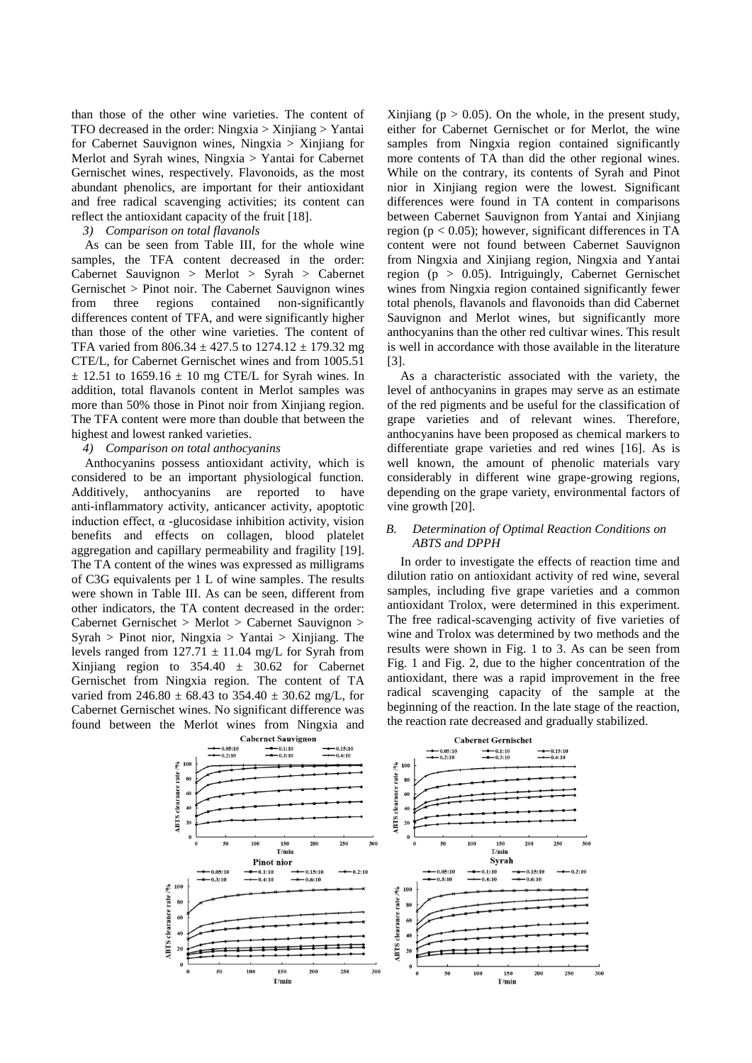than those of the other wine varieties. The content of TFO decreased in the order: Ningxia > Xinjiang > Yantai for Cabernet Sauvignon wines, Ningxia > Xinjiang for Merlot and Syrah wines, Ningxia > Yantai for Cabernet Gernischet wines, respectively. Flavonoids, as the most abundant phenolics, are important for their antioxidant and free radical scavenging activities; its content can reflect the antioxidant capacity of the fruit [18].

*3) Comparison on total flavanols*

As can be seen from Table III, for the whole wine samples, the TFA content decreased in the order: Cabernet Sauvignon > Merlot > Syrah > Cabernet Gernischet > Pinot noir. The Cabernet Sauvignon wines from three regions contained non-significantly differences content of TFA, and were significantly higher than those of the other wine varieties. The content of TFA varied from 806.34 ± 427.5 to 1274.12 ± 179.32 mg CTE/L, for Cabernet Gernischet wines and from 1005.51 ± 12.51 to 1659.16 ± 10 mg CTE/L for Syrah wines. In addition, total flavanols content in Merlot samples was more than 50% those in Pinot noir from Xinjiang region. The TFA content were more than double that between the highest and lowest ranked varieties.

*4) Comparison on total anthocyanins*

Anthocyanins possess antioxidant activity, which is considered to be an important physiological function. Additively, anthocyanins are reported to have anti-inflammatory activity, anticancer activity, apoptotic induction effect, α -glucosidase inhibition activity, vision benefits and effects on collagen, blood platelet aggregation and capillary permeability and fragility [19]. The TA content of the wines was expressed as milligrams of C3G equivalents per 1 L of wine samples. The results were shown in Table III. As can be seen, different from other indicators, the TA content decreased in the order: Cabernet Gernischet > Merlot > Cabernet Sauvignon > Syrah > Pinot nior, Ningxia > Yantai > Xinjiang. The levels ranged from 127.71 ± 11.04 mg/L for Syrah from Xinjiang region to 354.40 ± 30.62 for Cabernet Gernischet from Ningxia region. The content of TA varied from 246.80 ± 68.43 to 354.40 ± 30.62 mg/L, for Cabernet Gernischet wines. No significant difference was found between the Merlot wines from Ningxia and Xinjiang ($p > 0.05$). On the whole, in the present study, either for Cabernet Gernischet or for Merlot, the wine samples from Ningxia region contained significantly more contents of TA than did the other regional wines. While on the contrary, its contents of Syrah and Pinot nior in Xinjiang region were the lowest. Significant differences were found in TA content in comparisons between Cabernet Sauvignon from Yantai and Xinjiang region ($p < 0.05$); however, significant differences in TA content were not found between Cabernet Sauvignon from Ningxia and Xinjiang region, Ningxia and Yantai region ($p > 0.05$). Intriguingly, Cabernet Gernischet wines from Ningxia region contained significantly fewer total phenols, flavanols and flavonoids than did Cabernet Sauvignon and Merlot wines, but significantly more anthocyanins than the other red cultivar wines. This result is well in accordance with those available in the literature [3].

As a characteristic associated with the variety, the level of anthocyanins in grapes may serve as an estimate of the red pigments and be useful for the classification of grape varieties and of relevant wines. Therefore, anthocyanins have been proposed as chemical markers to differentiate grape varieties and red wines [16]. As is well known, the amount of phenolic materials vary considerably in different wine grape-growing regions, depending on the grape variety, environmental factors of vine growth [20].

### *B. Determination of Optimal Reaction Conditions on ABTS and DPPH*

In order to investigate the effects of reaction time and dilution ratio on antioxidant activity of red wine, several samples, including five grape varieties and a common antioxidant Trolox, were determined in this experiment. The free radical-scavenging activity of five varieties of wine and Trolox was determined by two methods and the results were shown in Fig. 1 to 3. As can be seen from Fig. 1 and Fig. 2, due to the higher concentration of the antioxidant, there was a rapid improvement in the free radical scavenging capacity of the sample at the beginning of the reaction. In the late stage of the reaction, the reaction rate decreased and gradually stabilized.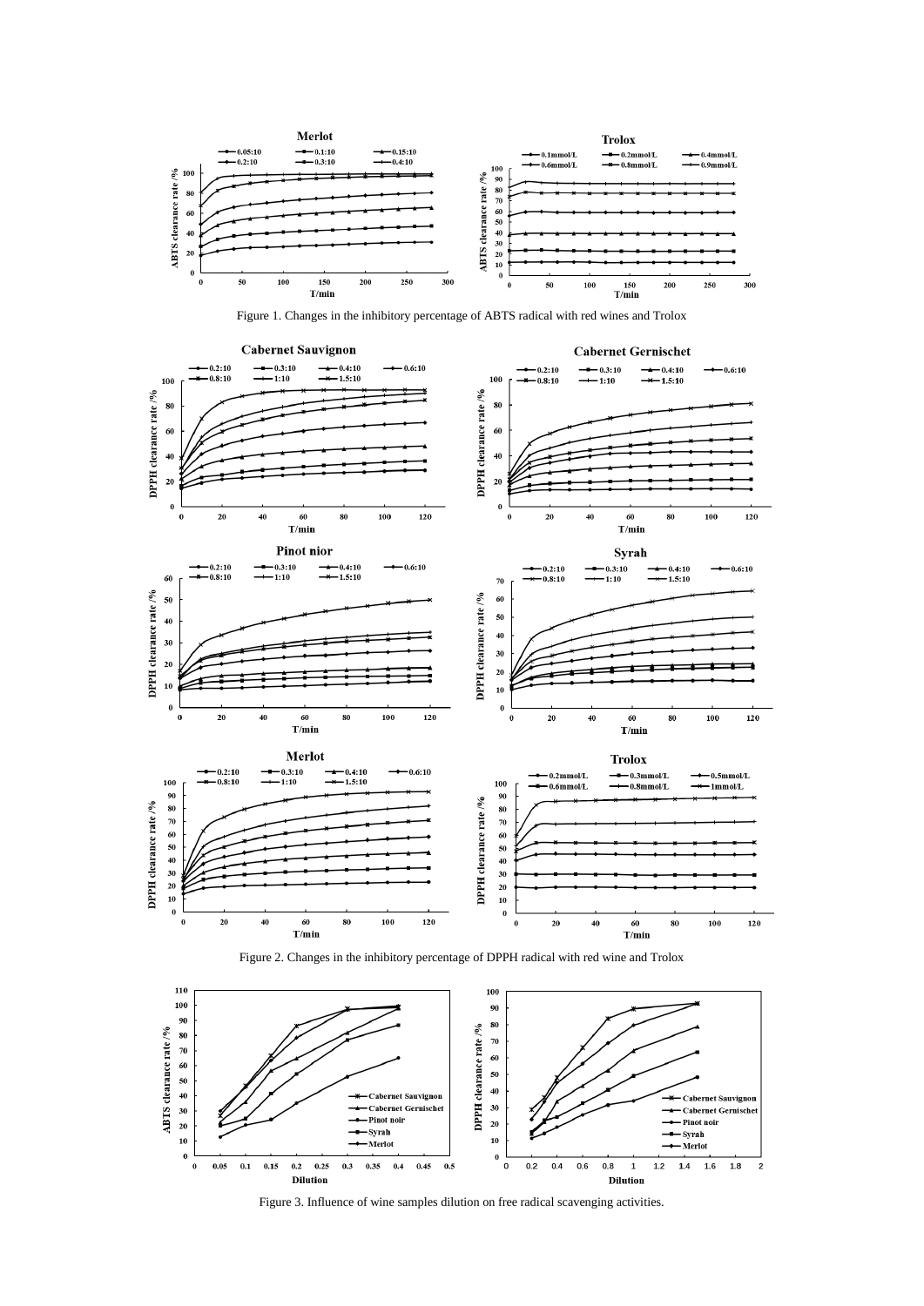Figure 1. Changes in the inhibitory percentage of ABTS radical with red wines and Trolox

Figure 2. Changes in the inhibitory percentage of DPPH radical with red wine and Trolox

Figure 3. Influence of wine samples dilution on free radical scavenging activities.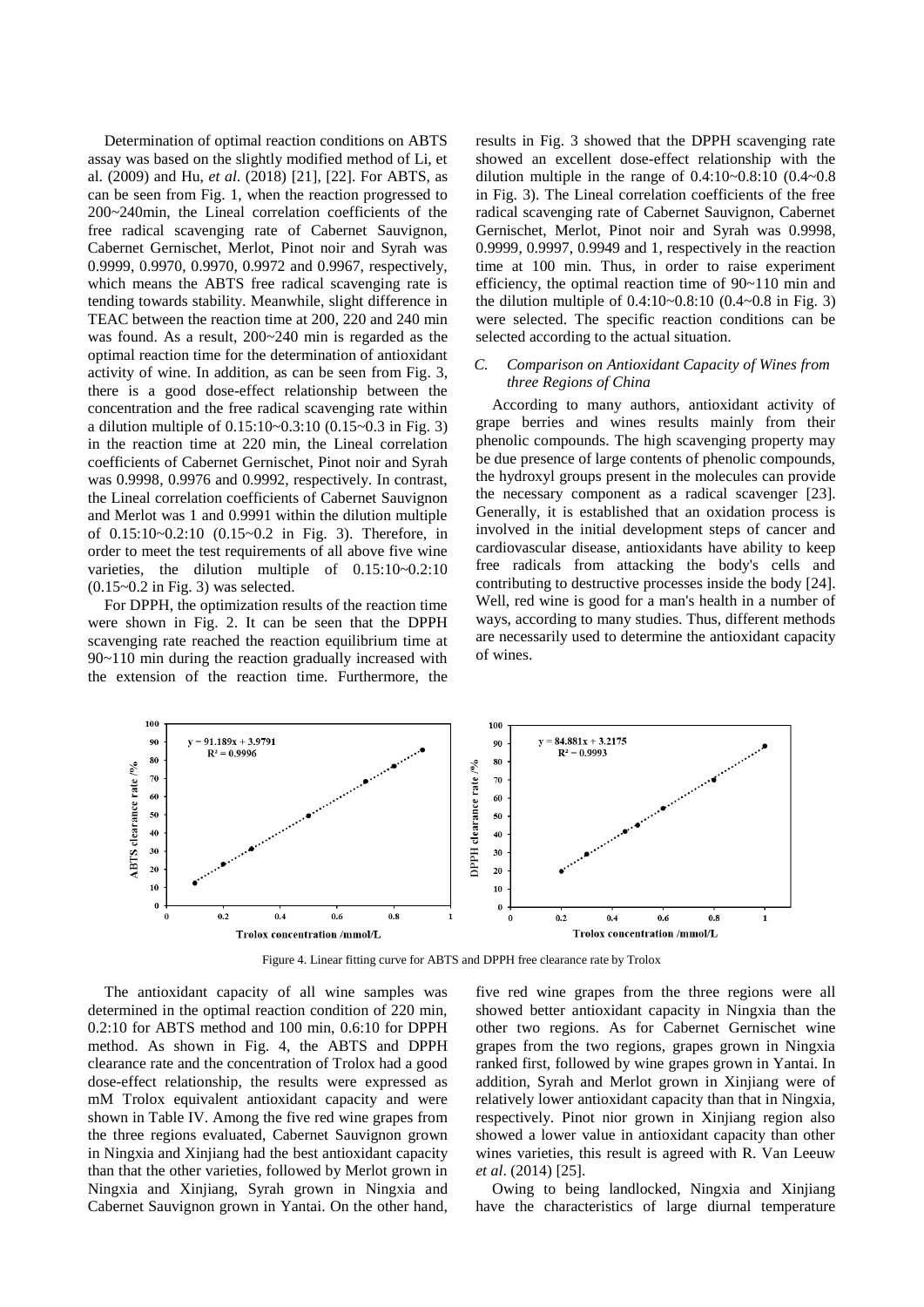Determination of optimal reaction conditions on ABTS assay was based on the slightly modified method of Li, et al. (2009) and Hu, *et al*. (2018) [21], [22]. For ABTS, as can be seen from Fig. 1, when the reaction progressed to 200~240min, the Lineal correlation coefficients of the free radical scavenging rate of Cabernet Sauvignon, Cabernet Gernischet, Merlot, Pinot noir and Syrah was 0.9999, 0.9970, 0.9970, 0.9972 and 0.9967, respectively, which means the ABTS free radical scavenging rate is tending towards stability. Meanwhile, slight difference in TEAC between the reaction time at 200, 220 and 240 min was found. As a result, 200~240 min is regarded as the optimal reaction time for the determination of antioxidant activity of wine. In addition, as can be seen from Fig. 3, there is a good dose-effect relationship between the concentration and the free radical scavenging rate within a dilution multiple of 0.15:10~0.3:10 (0.15~0.3 in Fig. 3) in the reaction time at 220 min, the Lineal correlation coefficients of Cabernet Gernischet, Pinot noir and Syrah was 0.9998, 0.9976 and 0.9992, respectively. In contrast, the Lineal correlation coefficients of Cabernet Sauvignon and Merlot was 1 and 0.9991 within the dilution multiple of 0.15:10~0.2:10 (0.15~0.2 in Fig. 3). Therefore, in order to meet the test requirements of all above five wine varieties, the dilution multiple of 0.15:10~0.2:10 (0.15~0.2 in Fig. 3) was selected.

For DPPH, the optimization results of the reaction time were shown in Fig. 2. It can be seen that the DPPH scavenging rate reached the reaction equilibrium time at 90~110 min during the reaction gradually increased with the extension of the reaction time. Furthermore, the results in Fig. 3 showed that the DPPH scavenging rate showed an excellent dose-effect relationship with the dilution multiple in the range of 0.4:10~0.8:10 (0.4~0.8 in Fig. 3). The Lineal correlation coefficients of the free radical scavenging rate of Cabernet Sauvignon, Cabernet Gernischet, Merlot, Pinot noir and Syrah was 0.9998, 0.9999, 0.9997, 0.9949 and 1, respectively in the reaction time at 100 min. Thus, in order to raise experiment efficiency, the optimal reaction time of 90~110 min and the dilution multiple of 0.4:10~0.8:10 (0.4~0.8 in Fig. 3) were selected. The specific reaction conditions can be selected according to the actual situation.

### *C. Comparison on Antioxidant Capacity of Wines from three Regions of China*

According to many authors, antioxidant activity of grape berries and wines results mainly from their phenolic compounds. The high scavenging property may be due presence of large contents of phenolic compounds, the hydroxyl groups present in the molecules can provide the necessary component as a radical scavenger [23]. Generally, it is established that an oxidation process is involved in the initial development steps of cancer and cardiovascular disease, antioxidants have ability to keep free radicals from attacking the body's cells and contributing to destructive processes inside the body [24]. Well, red wine is good for a man's health in a number of ways, according to many studies. Thus, different methods are necessarily used to determine the antioxidant capacity of wines.

Figure 4. Linear fitting curve for ABTS and DPPH free clearance rate by Trolox

The antioxidant capacity of all wine samples was determined in the optimal reaction condition of 220 min, 0.2:10 for ABTS method and 100 min, 0.6:10 for DPPH method. As shown in Fig. 4, the ABTS and DPPH clearance rate and the concentration of Trolox had a good dose-effect relationship, the results were expressed as mM Trolox equivalent antioxidant capacity and were shown in Table IV. Among the five red wine grapes from the three regions evaluated, Cabernet Sauvignon grown in Ningxia and Xinjiang had the best antioxidant capacity than that the other varieties, followed by Merlot grown in Ningxia and Xinjiang, Syrah grown in Ningxia and Cabernet Sauvignon grown in Yantai. On the other hand, five red wine grapes from the three regions were all showed better antioxidant capacity in Ningxia than the other two regions. As for Cabernet Gernischet wine grapes from the two regions, grapes grown in Ningxia ranked first, followed by wine grapes grown in Yantai. In addition, Syrah and Merlot grown in Xinjiang were of relatively lower antioxidant capacity than that in Ningxia, respectively. Pinot nior grown in Xinjiang region also showed a lower value in antioxidant capacity than other wines varieties, this result is agreed with R. Van Leeuw *et al*. (2014) [25].

Owing to being landlocked, Ningxia and Xinjiang have the characteristics of large diurnal temperature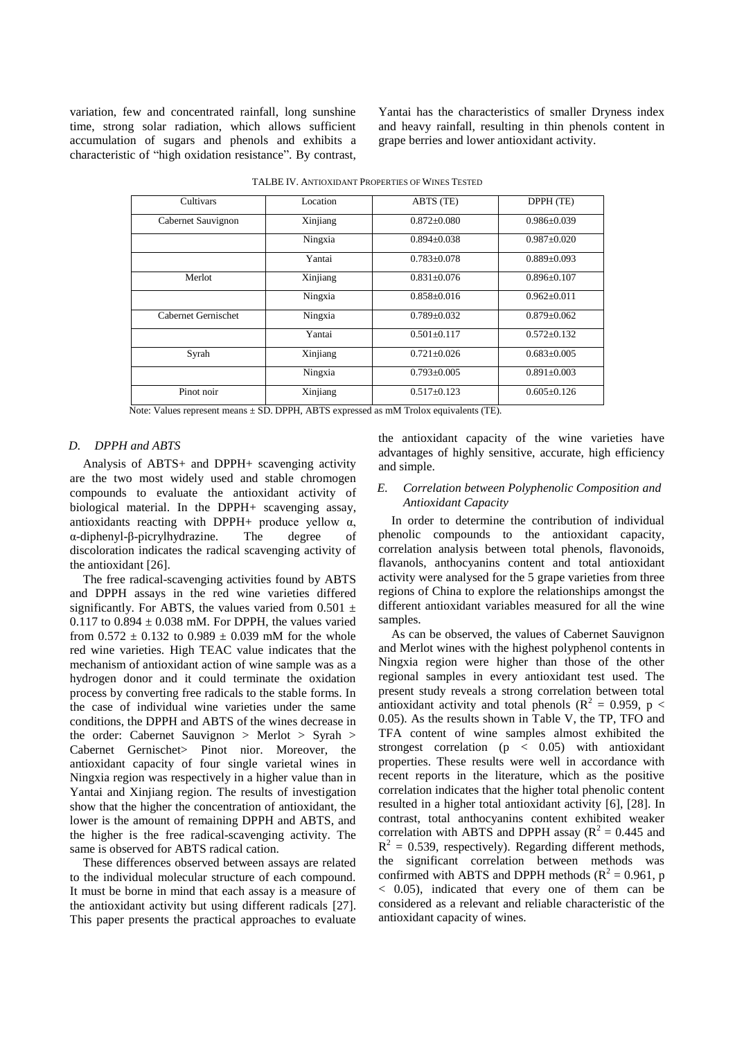variation, few and concentrated rainfall, long sunshine time, strong solar radiation, which allows sufficient accumulation of sugars and phenols and exhibits a characteristic of "high oxidation resistance". By contrast, Yantai has the characteristics of smaller Dryness index and heavy rainfall, resulting in thin phenols content in grape berries and lower antioxidant activity.

TALBE IV. ANTIOXIDANT PROPERTIES OF WINES TESTED

| Cultivars | Location | ABTS (TE) | DPPH (TE) |
|---|---|---|---|
| Cabernet Sauvignon | Xinjiang | 0.872±0.080 | 0.986±0.039 |
| | Ningxia | 0.894±0.038 | 0.987±0.020 |
| | Yantai | 0.783±0.078 | 0.889±0.093 |
| Merlot | Xinjiang | 0.831±0.076 | 0.896±0.107 |
| | Ningxia | 0.858±0.016 | 0.962±0.011 |
| Cabernet Gernischet | Ningxia | 0.789±0.032 | 0.879±0.062 |
| | Yantai | 0.501±0.117 | 0.572±0.132 |
| Syrah | Xinjiang | 0.721±0.026 | 0.683±0.005 |
| | Ningxia | 0.793±0.005 | 0.891±0.003 |
| Pinot noir | Xinjiang | 0.517±0.123 | 0.605±0.126 |

Note: Values represent means ± SD. DPPH, ABTS expressed as mM Trolox equivalents (TE).

### *D. DPPH and ABTS*

Analysis of ABTS+ and DPPH+ scavenging activity are the two most widely used and stable chromogen compounds to evaluate the antioxidant activity of biological material. In the DPPH+ scavenging assay, antioxidants reacting with DPPH+ produce yellow α, α-diphenyl-β-picrylhydrazine. The degree of discoloration indicates the radical scavenging activity of the antioxidant [26].

The free radical-scavenging activities found by ABTS and DPPH assays in the red wine varieties differed significantly. For ABTS, the values varied from 0.501 ± 0.117 to 0.894 ± 0.038 mM. For DPPH, the values varied from 0.572 ± 0.132 to 0.989 ± 0.039 mM for the whole red wine varieties. High TEAC value indicates that the mechanism of antioxidant action of wine sample was as a hydrogen donor and it could terminate the oxidation process by converting free radicals to the stable forms. In the case of individual wine varieties under the same conditions, the DPPH and ABTS of the wines decrease in the order: Cabernet Sauvignon > Merlot > Syrah > Cabernet Gernischet> Pinot nior. Moreover, the antioxidant capacity of four single varietal wines in Ningxia region was respectively in a higher value than in Yantai and Xinjiang region. The results of investigation show that the higher the concentration of antioxidant, the lower is the amount of remaining DPPH and ABTS, and the higher is the free radical-scavenging activity. The same is observed for ABTS radical cation.

These differences observed between assays are related to the individual molecular structure of each compound. It must be borne in mind that each assay is a measure of the antioxidant activity but using different radicals [27]. This paper presents the practical approaches to evaluate the antioxidant capacity of the wine varieties have advantages of highly sensitive, accurate, high efficiency and simple.

### *E. Correlation between Polyphenolic Composition and Antioxidant Capacity*

In order to determine the contribution of individual phenolic compounds to the antioxidant capacity, correlation analysis between total phenols, flavonoids, flavanols, anthocyanins content and total antioxidant activity were analysed for the 5 grape varieties from three regions of China to explore the relationships amongst the different antioxidant variables measured for all the wine samples.

As can be observed, the values of Cabernet Sauvignon and Merlot wines with the highest polyphenol contents in Ningxia region were higher than those of the other regional samples in every antioxidant test used. The present study reveals a strong correlation between total antioxidant activity and total phenols ($R^2$ = 0.959, $p < 0.05$). As the results shown in Table V, the TP, TFO and TFA content of wine samples almost exhibited the strongest correlation ($p < 0.05$) with antioxidant properties. These results were well in accordance with recent reports in the literature, which as the positive correlation indicates that the higher total phenolic content resulted in a higher total antioxidant activity [6], [28]. In contrast, total anthocyanins content exhibited weaker correlation with ABTS and DPPH assay ($R^2$ = 0.445 and $R^2$ = 0.539, respectively). Regarding different methods, the significant correlation between methods was confirmed with ABTS and DPPH methods ($R^2$ = 0.961, $p < 0.05$), indicated that every one of them can be considered as a relevant and reliable characteristic of the antioxidant capacity of wines.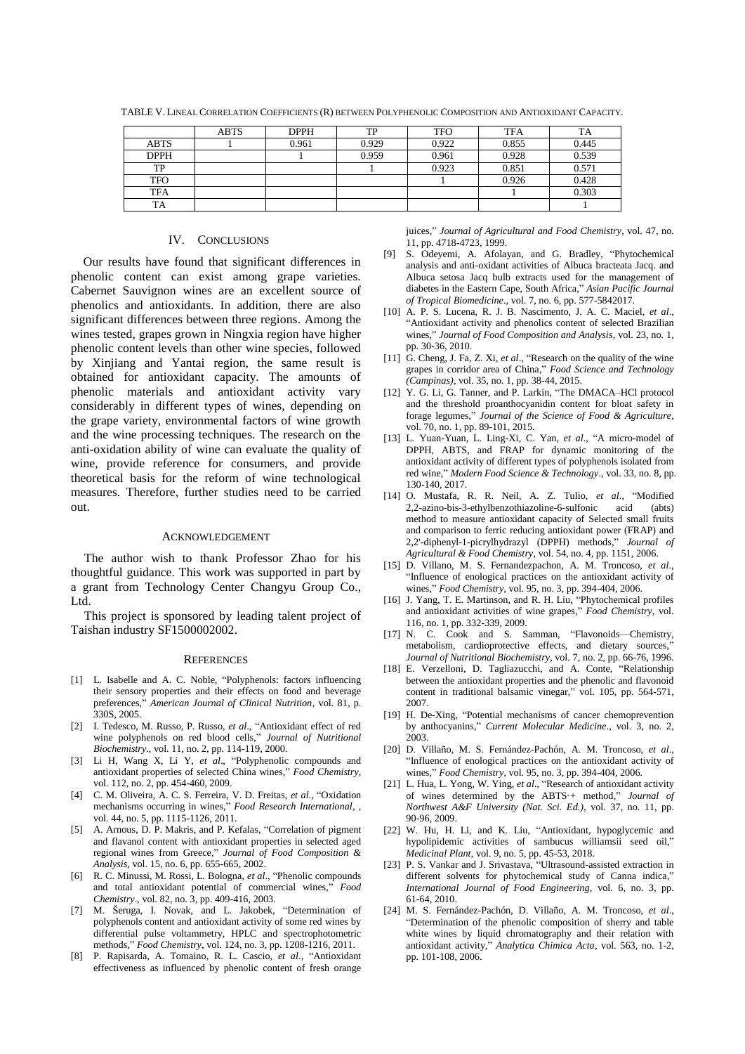TABLE V. LINEAL CORRELATION COEFFICIENTS (R) BETWEEN POLYPHENOLIC COMPOSITION AND ANTIOXIDANT CAPACITY.

| | ABTS | DPPH | TP | TFO | TFA | TA |
|---|---|---|---|---|---|---|
| ABTS | 1 | 0.961 | 0.929 | 0.922 | 0.855 | 0.445 |
| DPPH | | 1 | 0.959 | 0.961 | 0.928 | 0.539 |
| TP | | | 1 | 0.923 | 0.851 | 0.571 |
| TFO | | | | 1 | 0.926 | 0.428 |
| TFA | | | | | 1 | 0.303 |
| TA | | | | | | 1 |

## IV. CONCLUSIONS

Our results have found that significant differences in phenolic content can exist among grape varieties. Cabernet Sauvignon wines are an excellent source of phenolics and antioxidants. In addition, there are also significant differences between three regions. Among the wines tested, grapes grown in Ningxia region have higher phenolic content levels than other wine species, followed by Xinjiang and Yantai region, the same result is obtained for antioxidant capacity. The amounts of phenolic materials and antioxidant activity vary considerably in different types of wines, depending on the grape variety, environmental factors of wine growth and the wine processing techniques. The research on the anti-oxidation ability of wine can evaluate the quality of wine, provide reference for consumers, and provide theoretical basis for the reform of wine technological measures. Therefore, further studies need to be carried out.

## ACKNOWLEDGEMENT

The author wish to thank Professor Zhao for his thoughtful guidance. This work was supported in part by a grant from Technology Center Changyu Group Co., Ltd.

This project is sponsored by leading talent project of Taishan industry SF1500002002.

## REFERENCES

[1] L. Isabelle and A. C. Noble, "Polyphenols: factors influencing their sensory properties and their effects on food and beverage preferences," *American Journal of Clinical Nutrition*, vol. 81, p. 330S, 2005.

[2] I. Tedesco, M. Russo, P. Russo, *et al*., "Antioxidant effect of red wine polyphenols on red blood cells," *Journal of Nutritional Biochemistry*., vol. 11, no. 2, pp. 114-119, 2000.

[3] Li H, Wang X, Li Y, *et al*., "Polyphenolic compounds and antioxidant properties of selected China wines," *Food Chemistry*, vol. 112, no. 2, pp. 454-460, 2009.

[4] C. M. Oliveira, A. C. S. Ferreira, V. D. Freitas, *et al.*, "Oxidation mechanisms occurring in wines," *Food Research International*, , vol. 44, no. 5, pp. 1115-1126, 2011.

[5] A. Arnous, D. P. Makris, and P. Kefalas, "Correlation of pigment and flavanol content with antioxidant properties in selected aged regional wines from Greece," *Journal of Food Composition & Analysis*, vol. 15, no. 6, pp. 655-665, 2002.

[6] R. C. Minussi, M. Rossi, L. Bologna, *et al.*, "Phenolic compounds and total antioxidant potential of commercial wines," *Food Chemistry*., vol. 82, no. 3, pp. 409-416, 2003.

[7] M. Šeruga, I. Novak, and L. Jakobek, "Determination of polyphenols content and antioxidant activity of some red wines by differential pulse voltammetry, HPLC and spectrophotometric methods," *Food Chemistry*, vol. 124, no. 3, pp. 1208-1216, 2011.

[8] P. Rapisarda, A. Tomaino, R. L. Cascio, *et al*., "Antioxidant effectiveness as influenced by phenolic content of fresh orange juices," *Journal of Agricultural and Food Chemistry*, vol. 47, no. 11, pp. 4718-4723, 1999.

[9] S. Odeyemi, A. Afolayan, and G. Bradley, "Phytochemical analysis and anti-oxidant activities of Albuca bracteata Jacq. and Albuca setosa Jacq bulb extracts used for the management of diabetes in the Eastern Cape, South Africa," *Asian Pacific Journal of Tropical Biomedicine*., vol. 7, no. 6, pp. 577-5842017.

[10] A. P. S. Lucena, R. J. B. Nascimento, J. A. C. Maciel, *et al*., "Antioxidant activity and phenolics content of selected Brazilian wines," *Journal of Food Composition and Analysis*, vol. 23, no. 1, pp. 30-36, 2010.

[11] G. Cheng, J. Fa, Z. Xi, *et al*., "Research on the quality of the wine grapes in corridor area of China," *Food Science and Technology (Campinas)*, vol. 35, no. 1, pp. 38-44, 2015.

[12] Y. G. Li, G. Tanner, and P. Larkin, "The DMACA–HCl protocol and the threshold proanthocyanidin content for bloat safety in forage legumes," *Journal of the Science of Food & Agriculture*, vol. 70, no. 1, pp. 89-101, 2015.

[13] L. Yuan-Yuan, L. Ling-Xi, C. Yan, *et al*., "A micro-model of DPPH, ABTS, and FRAP for dynamic monitoring of the antioxidant activity of different types of polyphenols isolated from red wine," *Modern Food Science & Technology*., vol. 33, no. 8, pp. 130-140, 2017.

[14] O. Mustafa, R. R. Neil, A. Z. Tulio, *et al*., "Modified 2,2-azino-bis-3-ethylbenzothiazoline-6-sulfonic acid (abts) method to measure antioxidant capacity of Selected small fruits and comparison to ferric reducing antioxidant power (FRAP) and 2,2'-diphenyl-1-picrylhydrazyl (DPPH) methods," *Journal of Agricultural & Food Chemistry*, vol. 54, no. 4, pp. 1151, 2006.

[15] D. Villano, M. S. Fernandezpachon, A. M. Troncoso, *et al*., "Influence of enological practices on the antioxidant activity of wines," *Food Chemistry*, vol. 95, no. 3, pp. 394-404, 2006.

[16] J. Yang, T. E. Martinson, and R. H. Liu, "Phytochemical profiles and antioxidant activities of wine grapes," *Food Chemistry*, vol. 116, no. 1, pp. 332-339, 2009.

[17] N. C. Cook and S. Samman, "Flavonoids—Chemistry, metabolism, cardioprotective effects, and dietary sources," *Journal of Nutritional Biochemistry*, vol. 7, no. 2, pp. 66-76, 1996.

[18] E. Verzelloni, D. Tagliazucchi, and A. Conte, "Relationship between the antioxidant properties and the phenolic and flavonoid content in traditional balsamic vinegar," vol. 105, pp. 564-571, 2007.

[19] H. De-Xing, "Potential mechanisms of cancer chemoprevention by anthocyanins," *Current Molecular Medicine*., vol. 3, no. 2, 2003.

[20] D. Villaño, M. S. Fernández-Pachón, A. M. Troncoso, *et al*., "Influence of enological practices on the antioxidant activity of wines," *Food Chemistry*, vol. 95, no. 3, pp. 394-404, 2006.

[21] L. Hua, L. Yong, W. Ying, *et al*., "Research of antioxidant activity of wines determined by the ABTS·+ method," *Journal of Northwest A&F University (Nat. Sci. Ed.)*, vol. 37, no. 11, pp. 90-96, 2009.

[22] W. Hu, H. Li, and K. Liu, "Antioxidant, hypoglycemic and hypolipidemic activities of sambucus williamsii seed oil," *Medicinal Plant*, vol. 9, no. 5, pp. 45-53, 2018.

[23] P. S. Vankar and J. Srivastava, "Ultrasound-assisted extraction in different solvents for phytochemical study of Canna indica," *International Journal of Food Engineering*, vol. 6, no. 3, pp. 61-64, 2010.

[24] M. S. Fernández-Pachón, D. Villaño, A. M. Troncoso, *et al*., "Determination of the phenolic composition of sherry and table white wines by liquid chromatography and their relation with antioxidant activity," *Analytica Chimica Acta*, vol. 563, no. 1-2, pp. 101-108, 2006.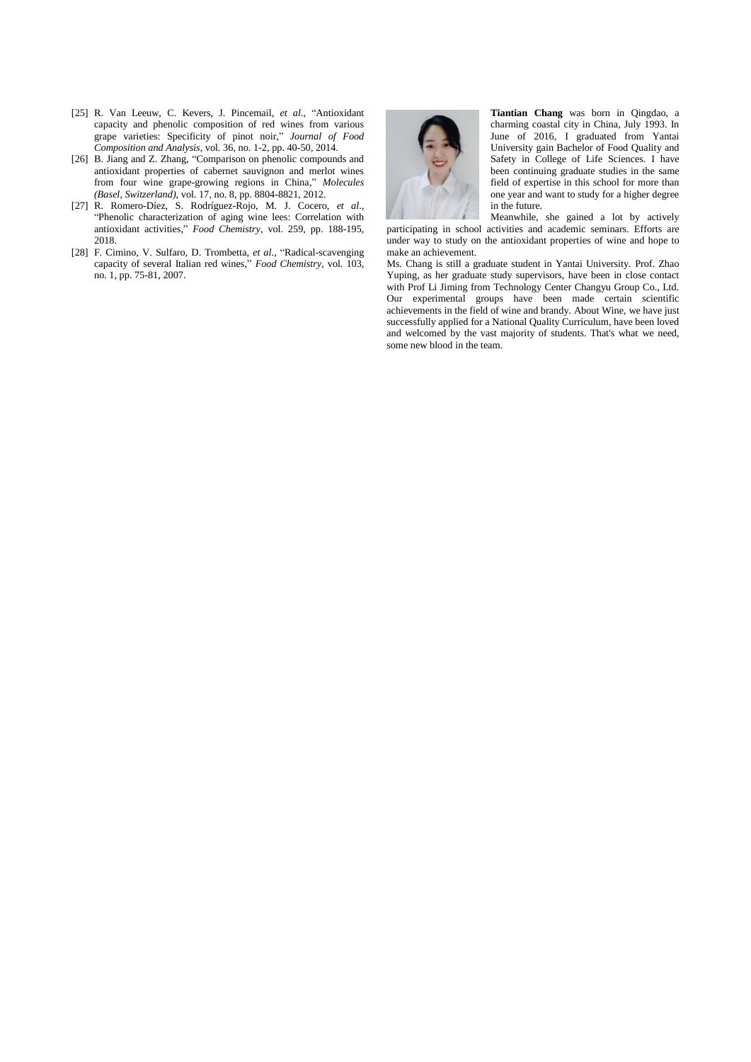[25] R. Van Leeuw, C. Kevers, J. Pincemail, *et al*., "Antioxidant capacity and phenolic composition of red wines from various grape varieties: Specificity of pinot noir," *Journal of Food Composition and Analysis*, vol. 36, no. 1-2, pp. 40-50, 2014.

[26] B. Jiang and Z. Zhang, "Comparison on phenolic compounds and antioxidant properties of cabernet sauvignon and merlot wines from four wine grape-growing regions in China," *Molecules (Basel, Switzerland)*, vol. 17, no. 8, pp. 8804-8821, 2012.

[27] R. Romero-Díez, S. Rodríguez-Rojo, M. J. Cocero, *et al*., "Phenolic characterization of aging wine lees: Correlation with antioxidant activities," *Food Chemistry*, vol. 259, pp. 188-195, 2018.

[28] F. Cimino, V. Sulfaro, D. Trombetta, *et al*., "Radical-scavenging capacity of several Italian red wines," *Food Chemistry*, vol. 103, no. 1, pp. 75-81, 2007.

**Tiantian Chang** was born in Qingdao, a charming coastal city in China, July 1993. In June of 2016, I graduated from Yantai University gain Bachelor of Food Quality and Safety in College of Life Sciences. I have been continuing graduate studies in the same field of expertise in this school for more than one year and want to study for a higher degree in the future.

Meanwhile, she gained a lot by actively participating in school activities and academic seminars. Efforts are under way to study on the antioxidant properties of wine and hope to make an achievement.

Ms. Chang is still a graduate student in Yantai University. Prof. Zhao Yuping, as her graduate study supervisors, have been in close contact with Prof Li Jiming from Technology Center Changyu Group Co., Ltd. Our experimental groups have been made certain scientific achievements in the field of wine and brandy. About Wine, we have just successfully applied for a National Quality Curriculum, have been loved and welcomed by the vast majority of students. That's what we need, some new blood in the team.